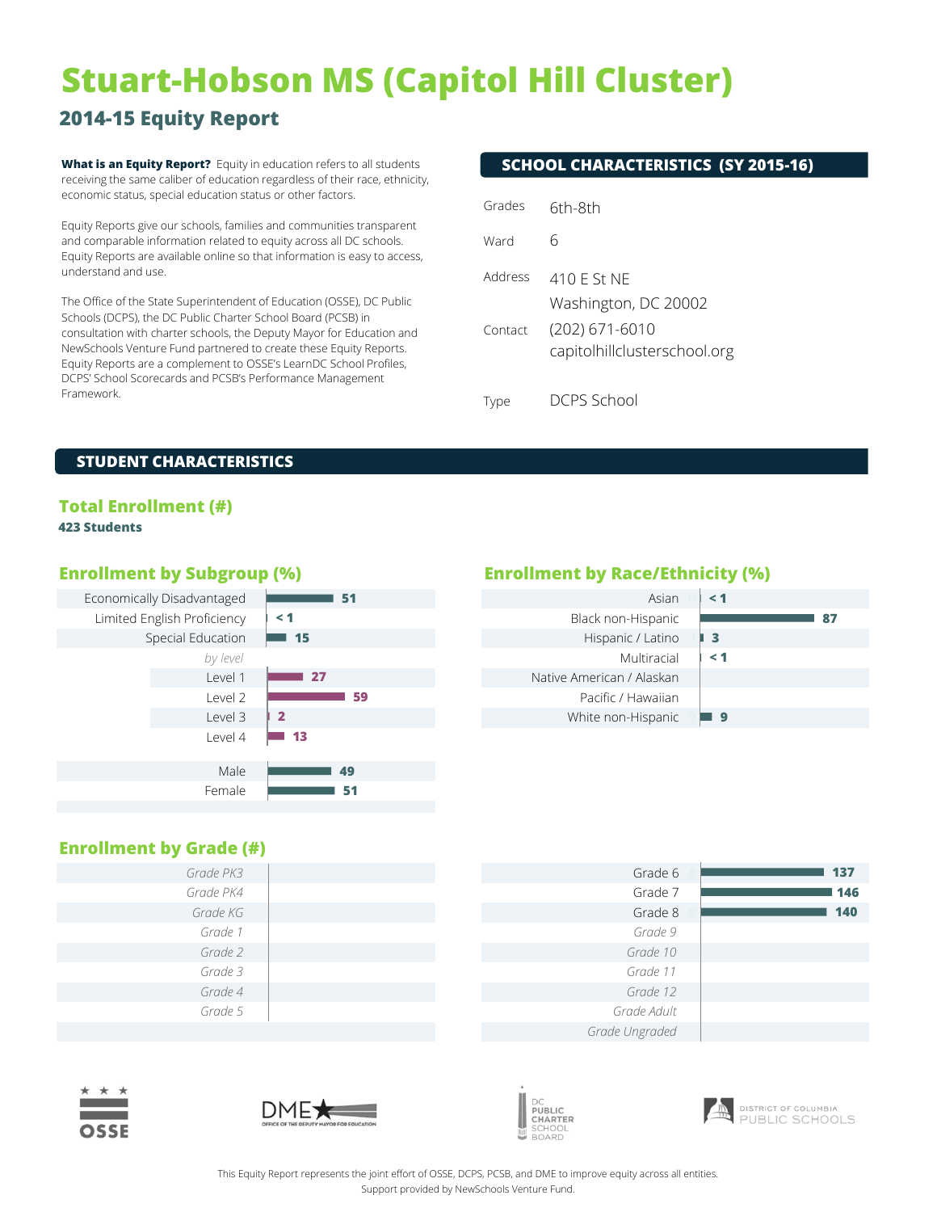# Stuart-Hobson MS (Capitol Hill Cluster)

## 2014-15 Equity Report

**What is an Equity Report?** Equity in education refers to all students receiving the same caliber of education regardless of their race, ethnicity, economic status, special education status or other factors.

Equity Reports give our schools, families and communities transparent and comparable information related to equity across all DC schools. Equity Reports are available online so that information is easy to access, understand and use.

The Office of the State Superintendent of Education (OSSE), DC Public Schools (DCPS), the DC Public Charter School Board (PCSB) in consultation with charter schools, the Deputy Mayor for Education and NewSchools Venture Fund partnered to create these Equity Reports. Equity Reports are a complement to OSSE's LearnDC School Profiles, DCPS' School Scorecards and PCSB's Performance Management Framework.

### SCHOOL CHARACTERISTICS (SY 2015-16)

| | |
|---|---|
| Grades | 6th-8th |
| Ward | 6 |
| Address | 410 E St NE<br>Washington, DC 20002 |
| Contact | (202) 671-6010<br>capitolhillclusterschool.org |
| Type | DCPS School |

### STUDENT CHARACTERISTICS

#### Total Enrollment (#)

**423 Students**

#### Enrollment by Subgroup (%)

| Subgroup | % |
|---|---|
| Economically Disadvantaged | 51 |
| Limited English Proficiency | < 1 |
| Special Education | 15 |
| *by level* | |
| Level 1 | 27 |
| Level 2 | 59 |
| Level 3 | 2 |
| Level 4 | 13 |
| Male | 49 |
| Female | 51 |

#### Enrollment by Race/Ethnicity (%)

| Race/Ethnicity | % |
|---|---|
| Asian | < 1 |
| Black non-Hispanic | 87 |
| Hispanic / Latino | 3 |
| Multiracial | < 1 |
| Native American / Alaskan | |
| Pacific / Hawaiian | |
| White non-Hispanic | 9 |

#### Enrollment by Grade (#)

| Grade | # |
|---|---|
| Grade PK3 | |
| Grade PK4 | |
| Grade KG | |
| Grade 1 | |
| Grade 2 | |
| Grade 3 | |
| Grade 4 | |
| Grade 5 | |
| Grade 6 | 137 |
| Grade 7 | 146 |
| Grade 8 | 140 |
| Grade 9 | |
| Grade 10 | |
| Grade 11 | |
| Grade 12 | |
| Grade Adult | |
| Grade Ungraded | |

This Equity Report represents the joint effort of OSSE, DCPS, PCSB, and DME to improve equity across all entities. Support provided by NewSchools Venture Fund.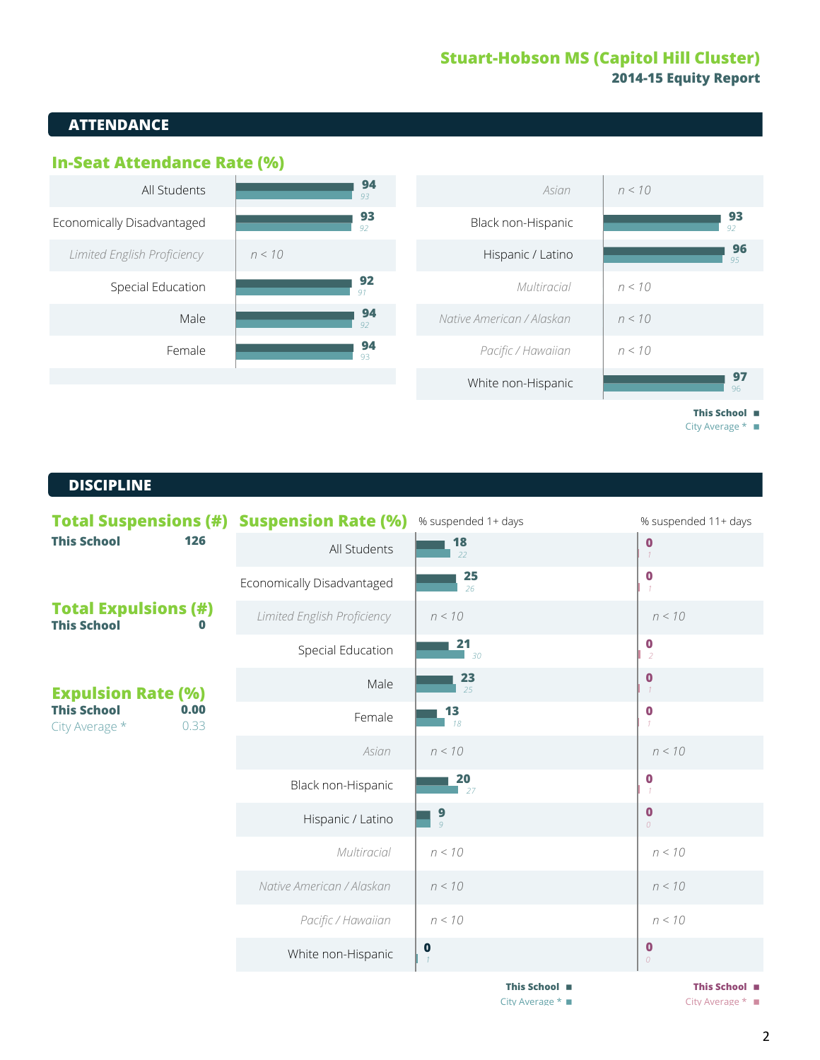**Stuart-Hobson MS (Capitol Hill Cluster)**
**2014-15 Equity Report**

## ATTENDANCE

### In-Seat Attendance Rate (%)

| Group | This School | City Average * |
|---|---|---|
| All Students | 94 | 93 |
| Economically Disadvantaged | 93 | 92 |
| *Limited English Proficiency* | *n < 10* | |
| Special Education | 92 | 91 |
| Male | 94 | 92 |
| Female | 94 | 93 |
| *Asian* | *n < 10* | |
| Black non-Hispanic | 93 | 92 |
| Hispanic / Latino | 96 | 95 |
| *Multiracial* | *n < 10* | |
| *Native American / Alaskan* | *n < 10* | |
| *Pacific / Hawaiian* | *n < 10* | |
| White non-Hispanic | 97 | 96 |

## DISCIPLINE

### Total Suspensions (#)
**This School** 126

### Total Expulsions (#)
**This School** 0

### Expulsion Rate (%)
**This School** 0.00
City Average * 0.33

### Suspension Rate (%)

| Group | % suspended 1+ days: This School | % suspended 1+ days: City Average * | % suspended 11+ days: This School | % suspended 11+ days: City Average * |
|---|---|---|---|---|
| All Students | 18 | 22 | 0 | 1 |
| Economically Disadvantaged | 25 | 26 | 0 | 1 |
| *Limited English Proficiency* | *n < 10* | | *n < 10* | |
| Special Education | 21 | 30 | 0 | 2 |
| Male | 23 | 25 | 0 | 1 |
| Female | 13 | 18 | 0 | 1 |
| *Asian* | *n < 10* | | *n < 10* | |
| Black non-Hispanic | 20 | 27 | 0 | 1 |
| Hispanic / Latino | 9 | 9 | 0 | 0 |
| *Multiracial* | *n < 10* | | *n < 10* | |
| *Native American / Alaskan* | *n < 10* | | *n < 10* | |
| *Pacific / Hawaiian* | *n < 10* | | *n < 10* | |
| White non-Hispanic | 0 | 1 | 0 | 0 |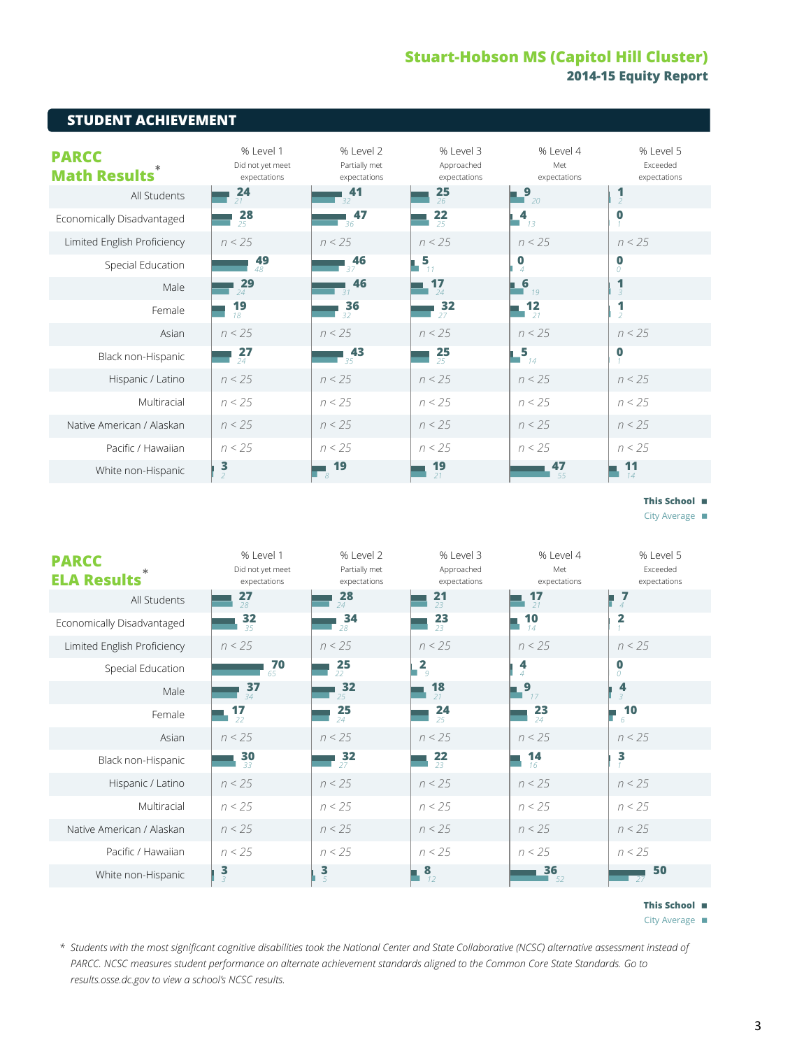# Stuart-Hobson MS (Capitol Hill Cluster)
## 2014-15 Equity Report

## STUDENT ACHIEVEMENT

### PARCC Math Results*

| | % Level 1 Did not yet meet expectations | % Level 2 Partially met expectations | % Level 3 Approached expectations | % Level 4 Met expectations | % Level 5 Exceeded expectations |
|---|---|---|---|---|---|
| All Students | 24 (21) | 41 (32) | 25 (26) | 9 (20) | 1 (2) |
| Economically Disadvantaged | 28 (25) | 47 (36) | 22 (25) | 4 (13) | 0 (1) |
| Limited English Proficiency | n < 25 | n < 25 | n < 25 | n < 25 | n < 25 |
| Special Education | 49 (48) | 46 (37) | 5 (11) | 0 (4) | 0 (0) |
| Male | 29 (24) | 46 (31) | 17 (24) | 6 (19) | 1 (3) |
| Female | 19 (18) | 36 (32) | 32 (27) | 12 (21) | 1 (2) |
| Asian | n < 25 | n < 25 | n < 25 | n < 25 | n < 25 |
| Black non-Hispanic | 27 (24) | 43 (35) | 25 (25) | 5 (14) | 0 (1) |
| Hispanic / Latino | n < 25 | n < 25 | n < 25 | n < 25 | n < 25 |
| Multiracial | n < 25 | n < 25 | n < 25 | n < 25 | n < 25 |
| Native American / Alaskan | n < 25 | n < 25 | n < 25 | n < 25 | n < 25 |
| Pacific / Hawaiian | n < 25 | n < 25 | n < 25 | n < 25 | n < 25 |
| White non-Hispanic | 3 (2) | 19 (8) | 19 (21) | 47 (55) | 11 (14) |

This School ■ (bold values)
City Average ■ (values in parentheses)

### PARCC ELA Results*

| | % Level 1 Did not yet meet expectations | % Level 2 Partially met expectations | % Level 3 Approached expectations | % Level 4 Met expectations | % Level 5 Exceeded expectations |
|---|---|---|---|---|---|
| All Students | 27 (28) | 28 (24) | 21 (23) | 17 (21) | 7 (4) |
| Economically Disadvantaged | 32 (35) | 34 (28) | 23 (23) | 10 (14) | 2 (1) |
| Limited English Proficiency | n < 25 | n < 25 | n < 25 | n < 25 | n < 25 |
| Special Education | 70 (65) | 25 (22) | 2 (9) | 4 (4) | 0 (0) |
| Male | 37 (34) | 32 (25) | 18 (21) | 9 (17) | 4 (3) |
| Female | 17 (22) | 25 (24) | 24 (25) | 23 (24) | 10 (6) |
| Asian | n < 25 | n < 25 | n < 25 | n < 25 | n < 25 |
| Black non-Hispanic | 30 (33) | 32 (27) | 22 (23) | 14 (16) | 3 (1) |
| Hispanic / Latino | n < 25 | n < 25 | n < 25 | n < 25 | n < 25 |
| Multiracial | n < 25 | n < 25 | n < 25 | n < 25 | n < 25 |
| Native American / Alaskan | n < 25 | n < 25 | n < 25 | n < 25 | n < 25 |
| Pacific / Hawaiian | n < 25 | n < 25 | n < 25 | n < 25 | n < 25 |
| White non-Hispanic | 3 (3) | 3 (5) | 8 (12) | 36 (52) | 50 (27) |

This School ■ (bold values)
City Average ■ (values in parentheses)

* *Students with the most significant cognitive disabilities took the National Center and State Collaborative (NCSC) alternative assessment instead of PARCC. NCSC measures student performance on alternate achievement standards aligned to the Common Core State Standards. Go to results.osse.dc.gov to view a school's NCSC results.*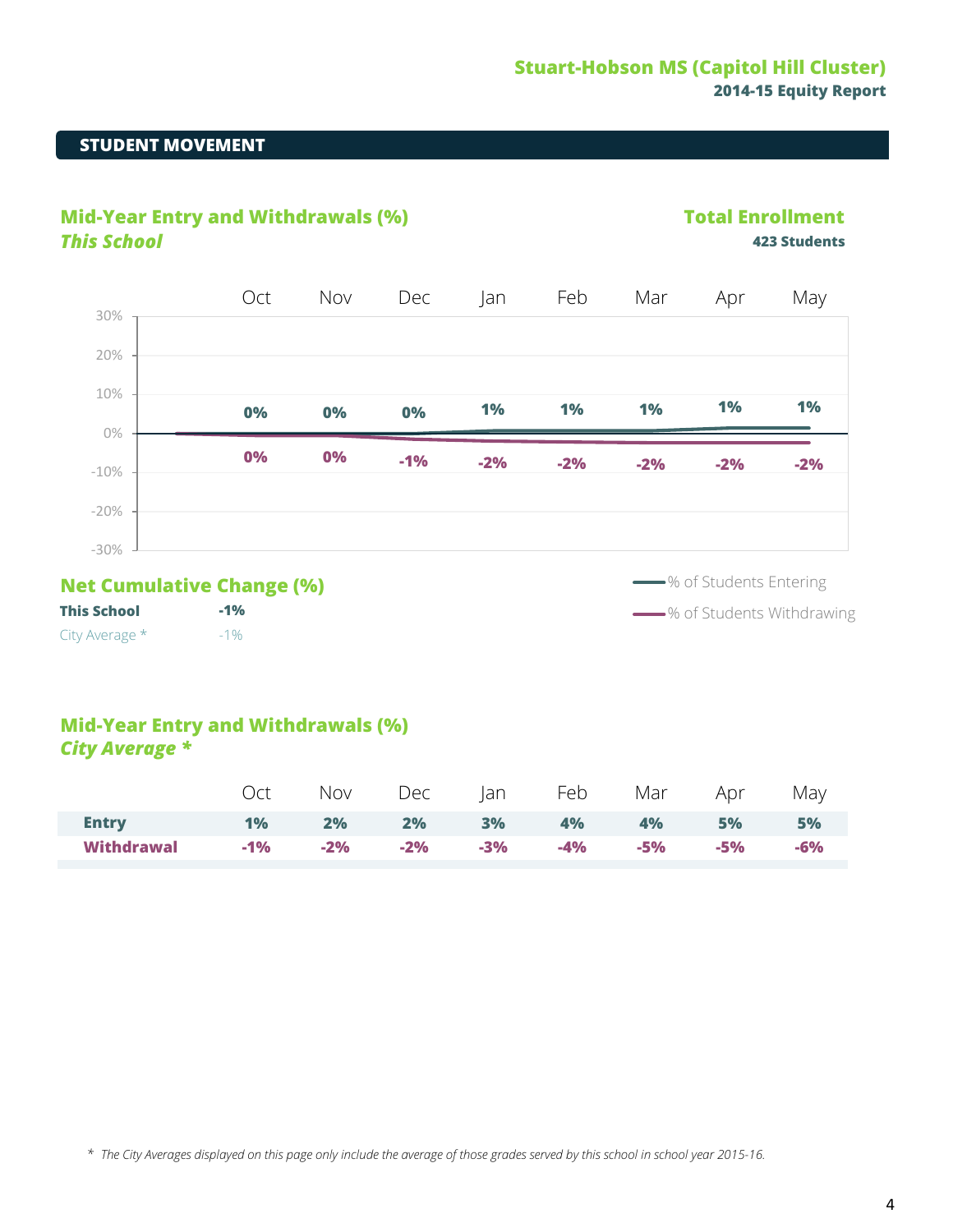## STUDENT MOVEMENT

### Mid-Year Entry and Withdrawals (%)
***This School***

**Total Enrollment**
**423 Students**

| | Oct | Nov | Dec | Jan | Feb | Mar | Apr | May |
|---|---|---|---|---|---|---|---|---|
| % of Students Entering | 0% | 0% | 0% | 1% | 1% | 1% | 1% | 1% |
| % of Students Withdrawing | 0% | 0% | -1% | -2% | -2% | -2% | -2% | -2% |

### Net Cumulative Change (%)

| | |
|---|---|
| **This School** | **-1%** |
| City Average * | -1% |

### Mid-Year Entry and Withdrawals (%)
***City Average \****

| | Oct | Nov | Dec | Jan | Feb | Mar | Apr | May |
|---|---|---|---|---|---|---|---|---|
| **Entry** | **1%** | **2%** | **2%** | **3%** | **4%** | **4%** | **5%** | **5%** |
| **Withdrawal** | **-1%** | **-2%** | **-2%** | **-3%** | **-4%** | **-5%** | **-5%** | **-6%** |

* *The City Averages displayed on this page only include the average of those grades served by this school in school year 2015-16.*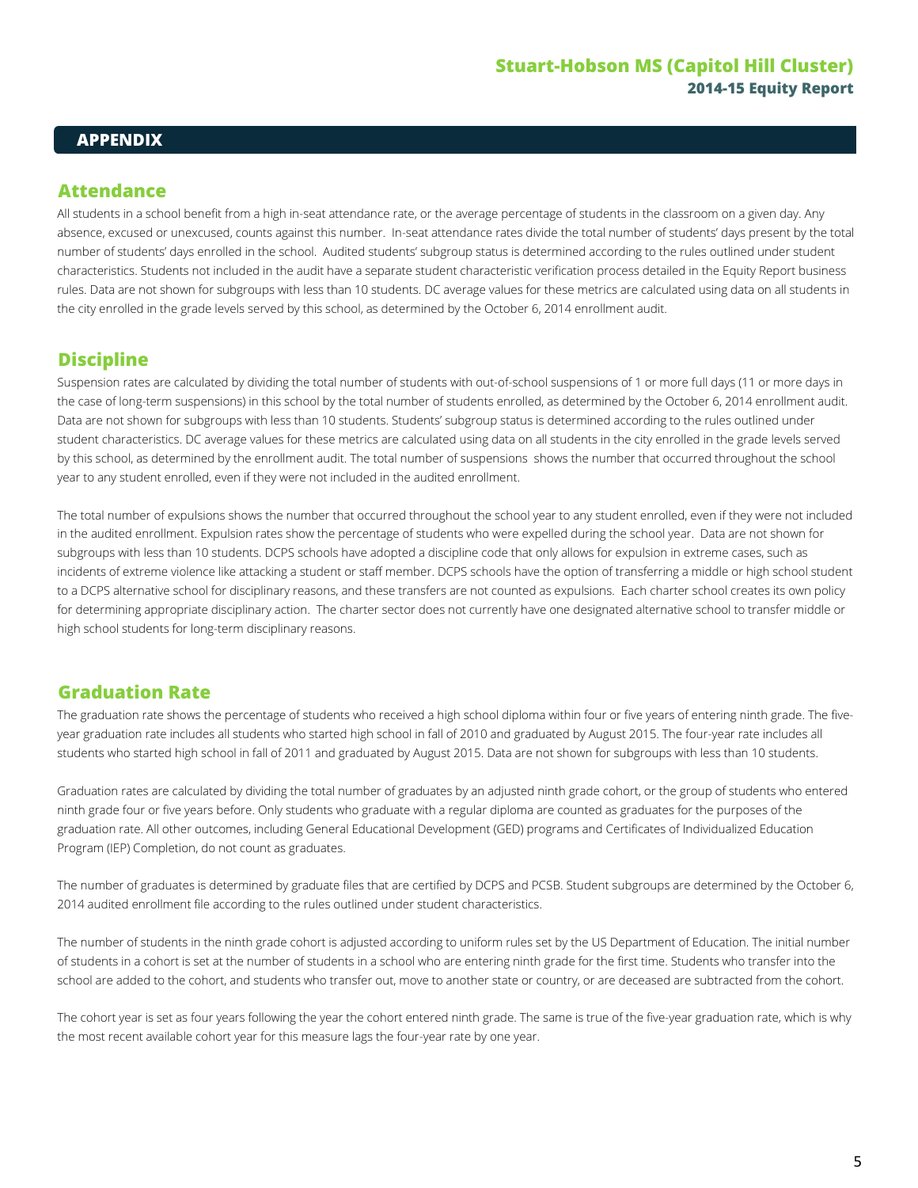## APPENDIX

### Attendance

All students in a school benefit from a high in-seat attendance rate, or the average percentage of students in the classroom on a given day. Any absence, excused or unexcused, counts against this number. In-seat attendance rates divide the total number of students' days present by the total number of students' days enrolled in the school. Audited students' subgroup status is determined according to the rules outlined under student characteristics. Students not included in the audit have a separate student characteristic verification process detailed in the Equity Report business rules. Data are not shown for subgroups with less than 10 students. DC average values for these metrics are calculated using data on all students in the city enrolled in the grade levels served by this school, as determined by the October 6, 2014 enrollment audit.

### Discipline

Suspension rates are calculated by dividing the total number of students with out-of-school suspensions of 1 or more full days (11 or more days in the case of long-term suspensions) in this school by the total number of students enrolled, as determined by the October 6, 2014 enrollment audit. Data are not shown for subgroups with less than 10 students. Students' subgroup status is determined according to the rules outlined under student characteristics. DC average values for these metrics are calculated using data on all students in the city enrolled in the grade levels served by this school, as determined by the enrollment audit. The total number of suspensions shows the number that occurred throughout the school year to any student enrolled, even if they were not included in the audited enrollment.

The total number of expulsions shows the number that occurred throughout the school year to any student enrolled, even if they were not included in the audited enrollment. Expulsion rates show the percentage of students who were expelled during the school year. Data are not shown for subgroups with less than 10 students. DCPS schools have adopted a discipline code that only allows for expulsion in extreme cases, such as incidents of extreme violence like attacking a student or staff member. DCPS schools have the option of transferring a middle or high school student to a DCPS alternative school for disciplinary reasons, and these transfers are not counted as expulsions. Each charter school creates its own policy for determining appropriate disciplinary action. The charter sector does not currently have one designated alternative school to transfer middle or high school students for long-term disciplinary reasons.

### Graduation Rate

The graduation rate shows the percentage of students who received a high school diploma within four or five years of entering ninth grade. The five-year graduation rate includes all students who started high school in fall of 2010 and graduated by August 2015. The four-year rate includes all students who started high school in fall of 2011 and graduated by August 2015. Data are not shown for subgroups with less than 10 students.

Graduation rates are calculated by dividing the total number of graduates by an adjusted ninth grade cohort, or the group of students who entered ninth grade four or five years before. Only students who graduate with a regular diploma are counted as graduates for the purposes of the graduation rate. All other outcomes, including General Educational Development (GED) programs and Certificates of Individualized Education Program (IEP) Completion, do not count as graduates.

The number of graduates is determined by graduate files that are certified by DCPS and PCSB. Student subgroups are determined by the October 6, 2014 audited enrollment file according to the rules outlined under student characteristics.

The number of students in the ninth grade cohort is adjusted according to uniform rules set by the US Department of Education. The initial number of students in a cohort is set at the number of students in a school who are entering ninth grade for the first time. Students who transfer into the school are added to the cohort, and students who transfer out, move to another state or country, or are deceased are subtracted from the cohort.

The cohort year is set as four years following the year the cohort entered ninth grade. The same is true of the five-year graduation rate, which is why the most recent available cohort year for this measure lags the four-year rate by one year.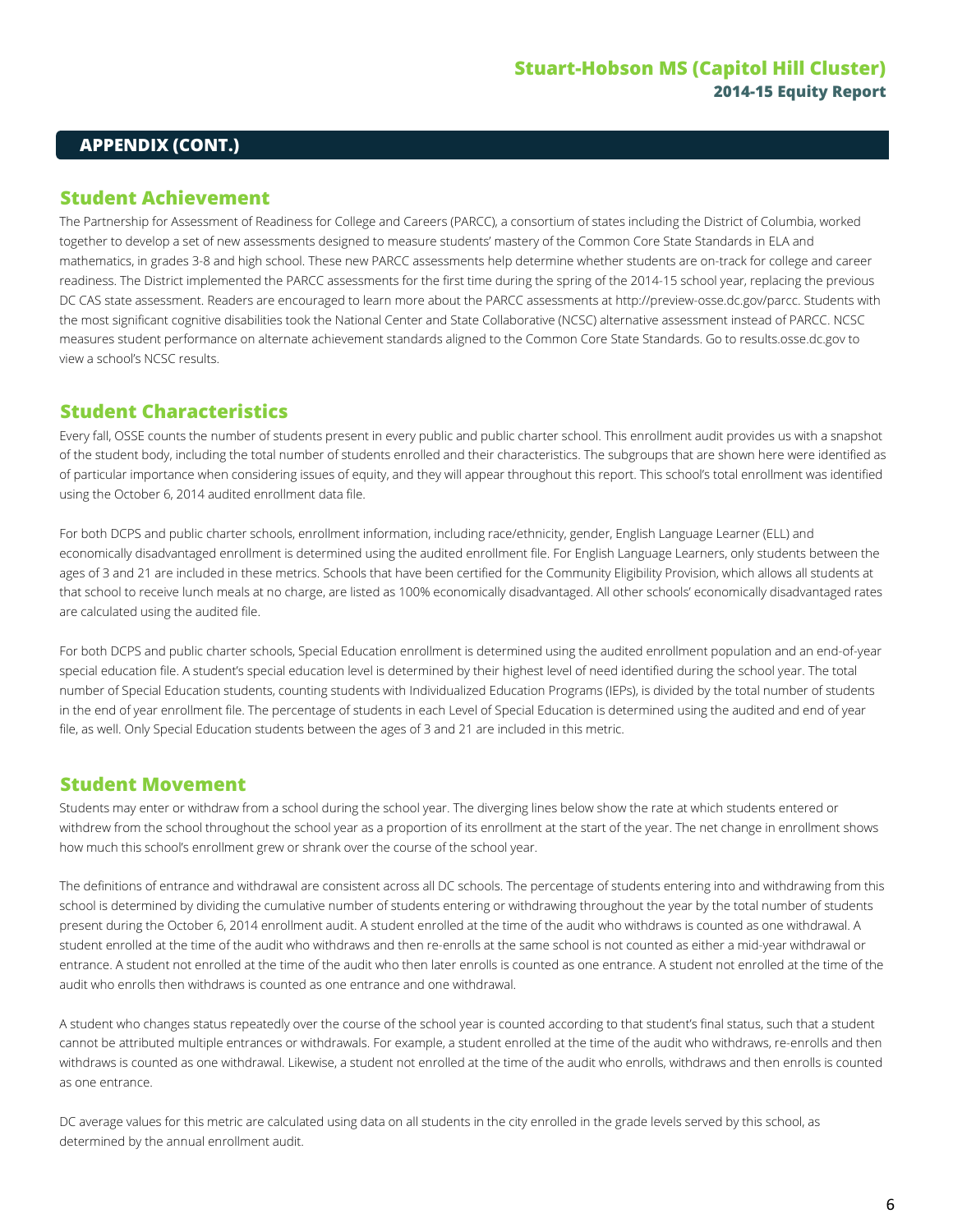## APPENDIX (CONT.)

### Student Achievement

The Partnership for Assessment of Readiness for College and Careers (PARCC), a consortium of states including the District of Columbia, worked together to develop a set of new assessments designed to measure students' mastery of the Common Core State Standards in ELA and mathematics, in grades 3-8 and high school. These new PARCC assessments help determine whether students are on-track for college and career readiness. The District implemented the PARCC assessments for the first time during the spring of the 2014-15 school year, replacing the previous DC CAS state assessment. Readers are encouraged to learn more about the PARCC assessments at http://preview-osse.dc.gov/parcc. Students with the most significant cognitive disabilities took the National Center and State Collaborative (NCSC) alternative assessment instead of PARCC. NCSC measures student performance on alternate achievement standards aligned to the Common Core State Standards. Go to results.osse.dc.gov to view a school's NCSC results.

### Student Characteristics

Every fall, OSSE counts the number of students present in every public and public charter school. This enrollment audit provides us with a snapshot of the student body, including the total number of students enrolled and their characteristics. The subgroups that are shown here were identified as of particular importance when considering issues of equity, and they will appear throughout this report. This school's total enrollment was identified using the October 6, 2014 audited enrollment data file.

For both DCPS and public charter schools, enrollment information, including race/ethnicity, gender, English Language Learner (ELL) and economically disadvantaged enrollment is determined using the audited enrollment file. For English Language Learners, only students between the ages of 3 and 21 are included in these metrics. Schools that have been certified for the Community Eligibility Provision, which allows all students at that school to receive lunch meals at no charge, are listed as 100% economically disadvantaged. All other schools' economically disadvantaged rates are calculated using the audited file.

For both DCPS and public charter schools, Special Education enrollment is determined using the audited enrollment population and an end-of-year special education file. A student's special education level is determined by their highest level of need identified during the school year. The total number of Special Education students, counting students with Individualized Education Programs (IEPs), is divided by the total number of students in the end of year enrollment file. The percentage of students in each Level of Special Education is determined using the audited and end of year file, as well. Only Special Education students between the ages of 3 and 21 are included in this metric.

### Student Movement

Students may enter or withdraw from a school during the school year. The diverging lines below show the rate at which students entered or withdrew from the school throughout the school year as a proportion of its enrollment at the start of the year. The net change in enrollment shows how much this school's enrollment grew or shrank over the course of the school year.

The definitions of entrance and withdrawal are consistent across all DC schools. The percentage of students entering into and withdrawing from this school is determined by dividing the cumulative number of students entering or withdrawing throughout the year by the total number of students present during the October 6, 2014 enrollment audit. A student enrolled at the time of the audit who withdraws is counted as one withdrawal. A student enrolled at the time of the audit who withdraws and then re-enrolls at the same school is not counted as either a mid-year withdrawal or entrance. A student not enrolled at the time of the audit who then later enrolls is counted as one entrance. A student not enrolled at the time of the audit who enrolls then withdraws is counted as one entrance and one withdrawal.

A student who changes status repeatedly over the course of the school year is counted according to that student's final status, such that a student cannot be attributed multiple entrances or withdrawals. For example, a student enrolled at the time of the audit who withdraws, re-enrolls and then withdraws is counted as one withdrawal. Likewise, a student not enrolled at the time of the audit who enrolls, withdraws and then enrolls is counted as one entrance.

DC average values for this metric are calculated using data on all students in the city enrolled in the grade levels served by this school, as determined by the annual enrollment audit.